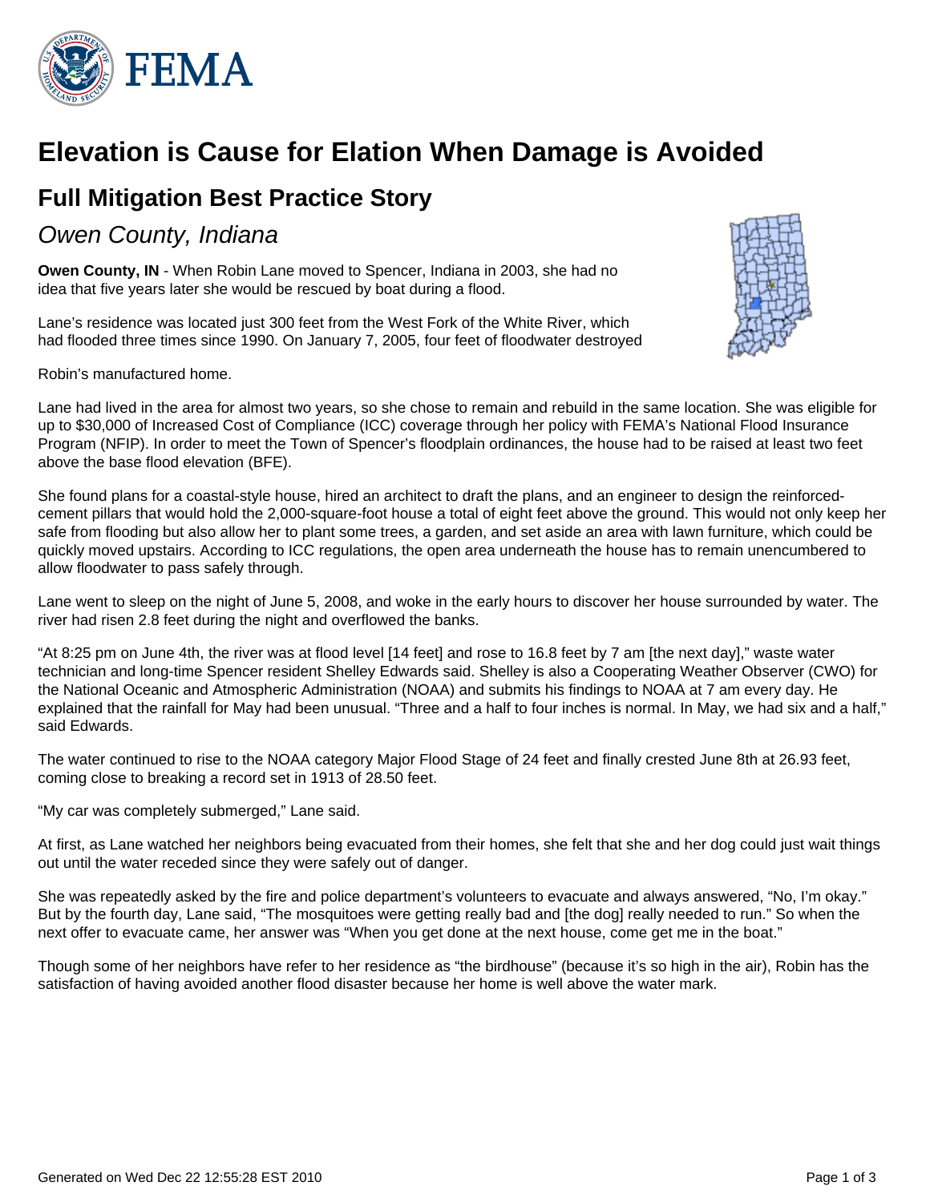# Elevation is Cause for Elation When Damage is Avoided

## Full Mitigation Best Practice Story

### *Owen County, Indiana*

**Owen County, IN** - When Robin Lane moved to Spencer, Indiana in 2003, she had no idea that five years later she would be rescued by boat during a flood.

Lane's residence was located just 300 feet from the West Fork of the White River, which had flooded three times since 1990. On January 7, 2005, four feet of floodwater destroyed Robin's manufactured home.

Lane had lived in the area for almost two years, so she chose to remain and rebuild in the same location. She was eligible for up to $30,000 of Increased Cost of Compliance (ICC) coverage through her policy with FEMA's National Flood Insurance Program (NFIP). In order to meet the Town of Spencer's floodplain ordinances, the house had to be raised at least two feet above the base flood elevation (BFE).

She found plans for a coastal-style house, hired an architect to draft the plans, and an engineer to design the reinforced-cement pillars that would hold the 2,000-square-foot house a total of eight feet above the ground. This would not only keep her safe from flooding but also allow her to plant some trees, a garden, and set aside an area with lawn furniture, which could be quickly moved upstairs. According to ICC regulations, the open area underneath the house has to remain unencumbered to allow floodwater to pass safely through.

Lane went to sleep on the night of June 5, 2008, and woke in the early hours to discover her house surrounded by water. The river had risen 2.8 feet during the night and overflowed the banks.

"At 8:25 pm on June 4th, the river was at flood level [14 feet] and rose to 16.8 feet by 7 am [the next day]," waste water technician and long-time Spencer resident Shelley Edwards said. Shelley is also a Cooperating Weather Observer (CWO) for the National Oceanic and Atmospheric Administration (NOAA) and submits his findings to NOAA at 7 am every day. He explained that the rainfall for May had been unusual. "Three and a half to four inches is normal. In May, we had six and a half," said Edwards.

The water continued to rise to the NOAA category Major Flood Stage of 24 feet and finally crested June 8th at 26.93 feet, coming close to breaking a record set in 1913 of 28.50 feet.

"My car was completely submerged," Lane said.

At first, as Lane watched her neighbors being evacuated from their homes, she felt that she and her dog could just wait things out until the water receded since they were safely out of danger.

She was repeatedly asked by the fire and police department's volunteers to evacuate and always answered, "No, I'm okay." But by the fourth day, Lane said, "The mosquitoes were getting really bad and [the dog] really needed to run." So when the next offer to evacuate came, her answer was "When you get done at the next house, come get me in the boat."

Though some of her neighbors have refer to her residence as "the birdhouse" (because it's so high in the air), Robin has the satisfaction of having avoided another flood disaster because her home is well above the water mark.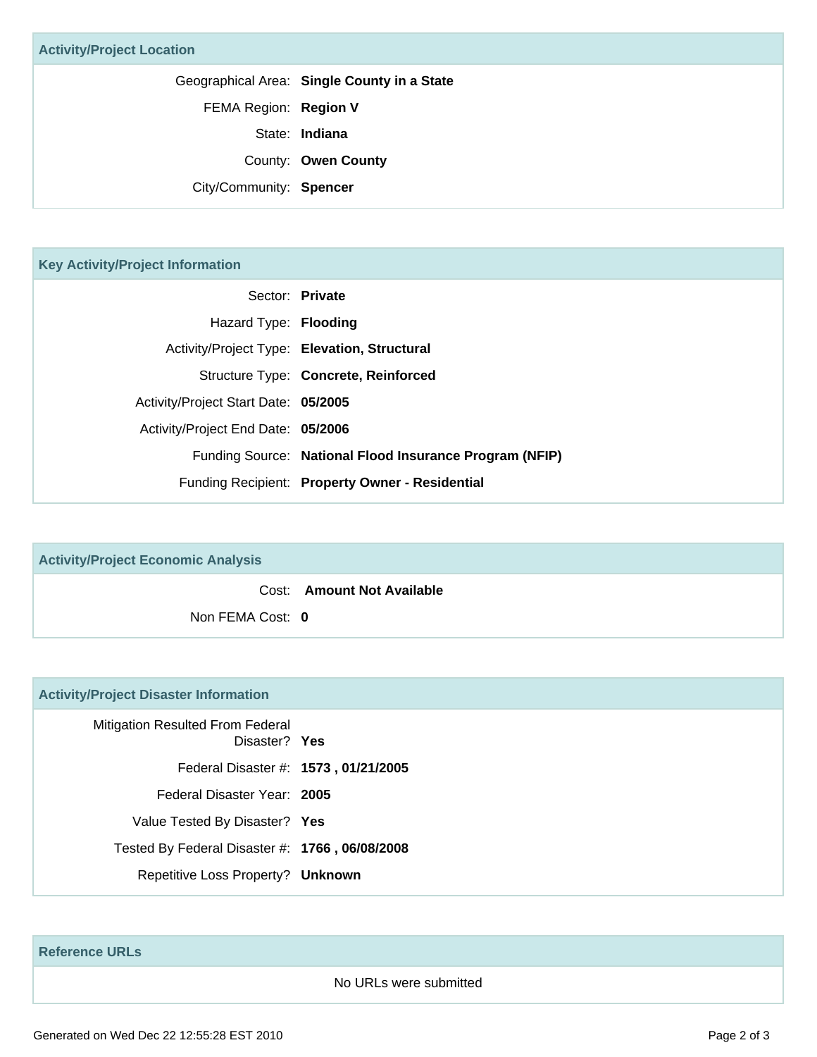## Activity/Project Location

| | |
|---|---|
| Geographical Area: | **Single County in a State** |
| FEMA Region: | **Region V** |
| State: | **Indiana** |
| County: | **Owen County** |
| City/Community: | **Spencer** |

## Key Activity/Project Information

| | |
|---|---|
| Sector: | **Private** |
| Hazard Type: | **Flooding** |
| Activity/Project Type: | **Elevation, Structural** |
| Structure Type: | **Concrete, Reinforced** |
| Activity/Project Start Date: | **05/2005** |
| Activity/Project End Date: | **05/2006** |
| Funding Source: | **National Flood Insurance Program (NFIP)** |
| Funding Recipient: | **Property Owner - Residential** |

## Activity/Project Economic Analysis

| | |
|---|---|
| Cost: | **Amount Not Available** |
| Non FEMA Cost: | **0** |

## Activity/Project Disaster Information

| | |
|---|---|
| Mitigation Resulted From Federal Disaster? | **Yes** |
| Federal Disaster #: | **1573 , 01/21/2005** |
| Federal Disaster Year: | **2005** |
| Value Tested By Disaster? | **Yes** |
| Tested By Federal Disaster #: | **1766 , 06/08/2008** |
| Repetitive Loss Property? | **Unknown** |

## Reference URLs

No URLs were submitted

Generated on Wed Dec 22 12:55:28 EST 2010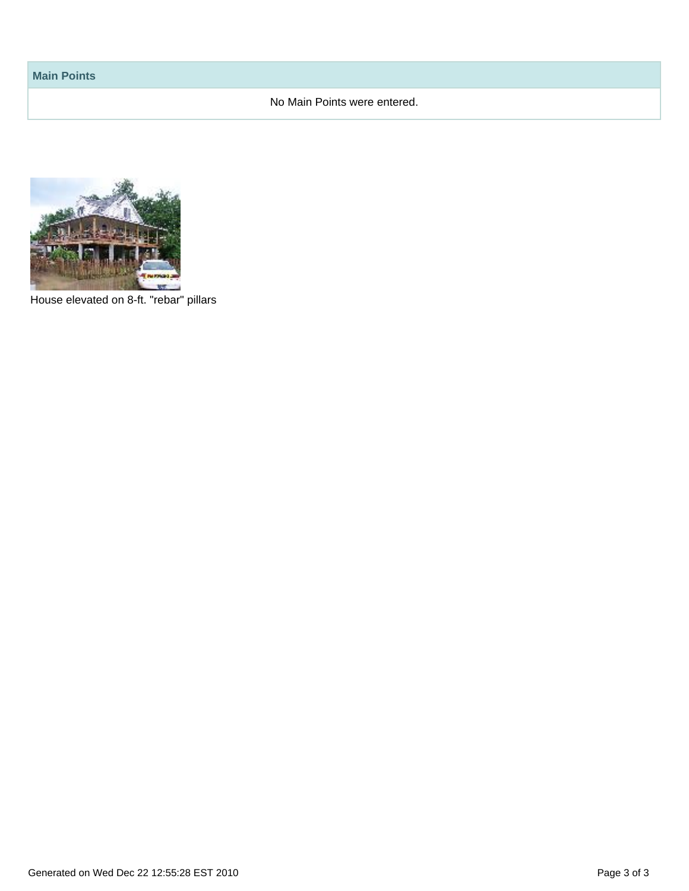## Main Points

No Main Points were entered.

House elevated on 8-ft. "rebar" pillars